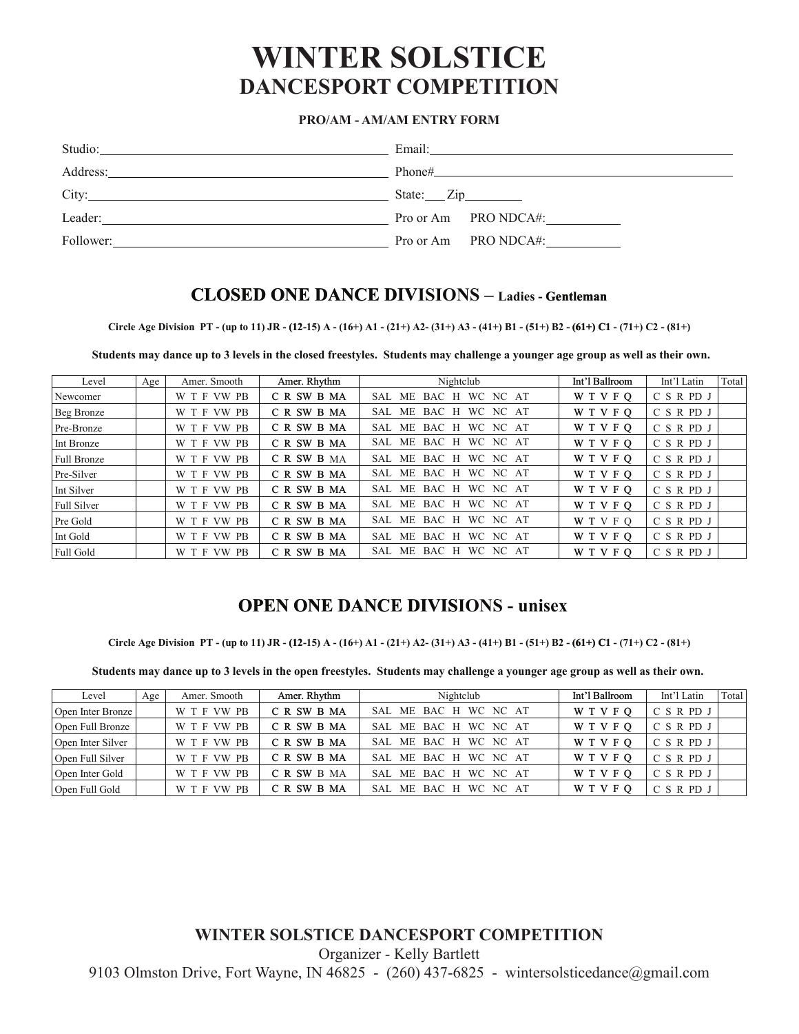# WINTER SOLSTICE
## DANCESPORT COMPETITION

**PRO/AM - AM/AM ENTRY FORM**

Studio:______________________ Email:______________________

Address:______________________ Phone#______________________

City:______________________ State:___ Zip________

Leader:______________________ Pro or Am PRO NDCA#:__________

Follower:______________________ Pro or Am PRO NDCA#:__________

## CLOSED ONE DANCE DIVISIONS – Ladies - Gentleman

**Circle Age Division PT - (up to 11) JR - (12-15) A - (16+) A1 - (21+) A2- (31+) A3 - (41+) B1 - (51+) B2 - (61+) C1 - (71+) C2 - (81+)**

**Students may dance up to 3 levels in the closed freestyles. Students may challenge a younger age group as well as their own.**

| Level | Age | Amer. Smooth | Amer. Rhythm | Nightclub | Int'l Ballroom | Int'l Latin | Total |
|---|---|---|---|---|---|---|---|
| Newcomer | | W T F VW PB | C R SW B MA | SAL ME BAC H WC NC AT | W T V F Q | C S R PD J | |
| Beg Bronze | | W T F VW PB | C R SW B MA | SAL ME BAC H WC NC AT | W T V F Q | C S R PD J | |
| Pre-Bronze | | W T F VW PB | C R SW B MA | SAL ME BAC H WC NC AT | W T V F Q | C S R PD J | |
| Int Bronze | | W T F VW PB | C R SW B MA | SAL ME BAC H WC NC AT | W T V F Q | C S R PD J | |
| Full Bronze | | W T F VW PB | C R SW B MA | SAL ME BAC H WC NC AT | W T V F Q | C S R PD J | |
| Pre-Silver | | W T F VW PB | C R SW B MA | SAL ME BAC H WC NC AT | W T V F Q | C S R PD J | |
| Int Silver | | W T F VW PB | C R SW B MA | SAL ME BAC H WC NC AT | W T V F Q | C S R PD J | |
| Full Silver | | W T F VW PB | C R SW B MA | SAL ME BAC H WC NC AT | W T V F Q | C S R PD J | |
| Pre Gold | | W T F VW PB | C R SW B MA | SAL ME BAC H WC NC AT | W T V F Q | C S R PD J | |
| Int Gold | | W T F VW PB | C R SW B MA | SAL ME BAC H WC NC AT | W T V F Q | C S R PD J | |
| Full Gold | | W T F VW PB | C R SW B MA | SAL ME BAC H WC NC AT | W T V F Q | C S R PD J | |

## OPEN ONE DANCE DIVISIONS - unisex

**Circle Age Division PT - (up to 11) JR - (12-15) A - (16+) A1 - (21+) A2- (31+) A3 - (41+) B1 - (51+) B2 - (61+) C1 - (71+) C2 - (81+)**

**Students may dance up to 3 levels in the open freestyles. Students may challenge a younger age group as well as their own.**

| Level | Age | Amer. Smooth | Amer. Rhythm | Nightclub | Int'l Ballroom | Int'l Latin | Total |
|---|---|---|---|---|---|---|---|
| Open Inter Bronze | | W T F VW PB | C R SW B MA | SAL ME BAC H WC NC AT | W T V F Q | C S R PD J | |
| Open Full Bronze | | W T F VW PB | C R SW B MA | SAL ME BAC H WC NC AT | W T V F Q | C S R PD J | |
| Open Inter Silver | | W T F VW PB | C R SW B MA | SAL ME BAC H WC NC AT | W T V F Q | C S R PD J | |
| Open Full Silver | | W T F VW PB | C R SW B MA | SAL ME BAC H WC NC AT | W T V F Q | C S R PD J | |
| Open Inter Gold | | W T F VW PB | C R SW B MA | SAL ME BAC H WC NC AT | W T V F Q | C S R PD J | |
| Open Full Gold | | W T F VW PB | C R SW B MA | SAL ME BAC H WC NC AT | W T V F Q | C S R PD J | |

**WINTER SOLSTICE DANCESPORT COMPETITION**

Organizer - Kelly Bartlett

9103 Olmston Drive, Fort Wayne, IN 46825 - (260) 437-6825 - wintersolsticedance@gmail.com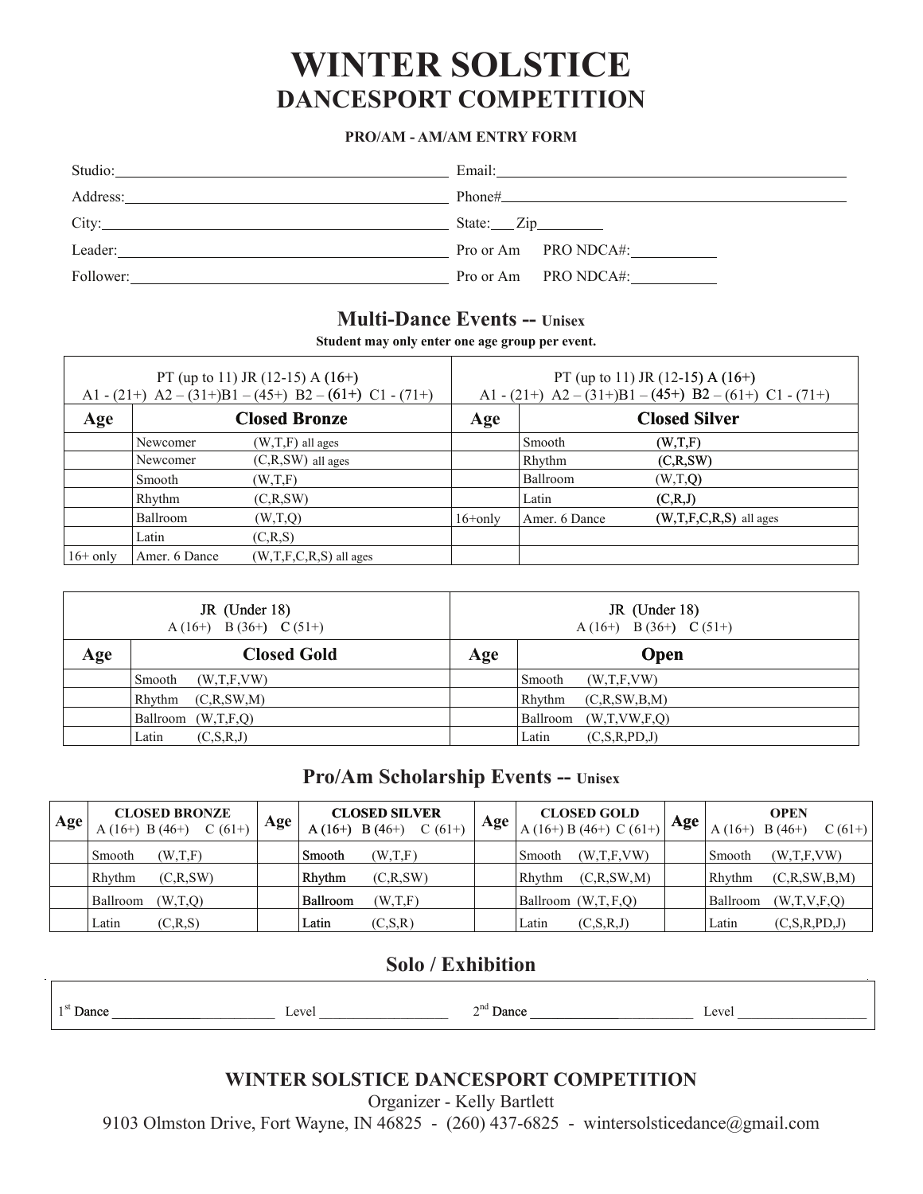# WINTER SOLSTICE
## DANCESPORT COMPETITION

**PRO/AM - AM/AM ENTRY FORM**

Studio:\_\_\_\_\_\_\_\_\_\_\_\_\_\_\_\_\_\_\_\_\_\_\_\_\_\_\_\_\_\_\_\_\_\_\_\_ Email:\_\_\_\_\_\_\_\_\_\_\_\_\_\_\_\_\_\_\_\_\_\_\_\_\_\_\_\_\_\_\_\_\_\_\_\_

Address:\_\_\_\_\_\_\_\_\_\_\_\_\_\_\_\_\_\_\_\_\_\_\_\_\_\_\_\_\_\_\_\_\_\_\_\_ Phone#\_\_\_\_\_\_\_\_\_\_\_\_\_\_\_\_\_\_\_\_\_\_\_\_\_\_\_\_\_\_\_\_\_\_\_\_

City:\_\_\_\_\_\_\_\_\_\_\_\_\_\_\_\_\_\_\_\_\_\_\_\_\_\_\_\_\_\_\_\_\_\_\_\_ State:\_\_\_ Zip\_\_\_\_\_\_\_\_

Leader:\_\_\_\_\_\_\_\_\_\_\_\_\_\_\_\_\_\_\_\_\_\_\_\_\_\_\_\_\_\_\_\_\_\_\_\_ Pro or Am PRO NDCA#:\_\_\_\_\_\_\_\_\_\_\_

Follower:\_\_\_\_\_\_\_\_\_\_\_\_\_\_\_\_\_\_\_\_\_\_\_\_\_\_\_\_\_\_\_\_\_\_\_\_ Pro or Am PRO NDCA#:\_\_\_\_\_\_\_\_\_\_\_

## Multi-Dance Events -- Unisex

**Student may only enter one age group per event.**

| PT (up to 11) JR (12-15) A (16+) A1 - (21+) A2 – (31+)B1 – (45+) B2 – (61+) C1 - (71+) | | PT (up to 11) JR (12-15) A (16+) A1 - (21+) A2 – (31+)B1 – (45+) B2 – (61+) C1 - (71+) | |
|---|---|---|---|
| **Age** | **Closed Bronze** | **Age** | **Closed Silver** |
| | Newcomer (W,T,F) all ages | | Smooth (W,T,F) |
| | Newcomer (C,R,SW) all ages | | Rhythm (C,R,SW) |
| | Smooth (W,T,F) | | Ballroom (W,T,Q) |
| | Rhythm (C,R,SW) | | Latin (C,R,J) |
| | Ballroom (W,T,Q) | 16+only | Amer. 6 Dance (W,T,F,C,R,S) all ages |
| | Latin (C,R,S) | | |
| 16+ only | Amer. 6 Dance (W,T,F,C,R,S) all ages | | |

| JR (Under 18) A (16+) B (36+) C (51+) | | JR (Under 18) A (16+) B (36+) C (51+) | |
|---|---|---|---|
| **Age** | **Closed Gold** | **Age** | **Open** |
| | Smooth (W,T,F,VW) | | Smooth (W,T,F,VW) |
| | Rhythm (C,R,SW,M) | | Rhythm (C,R,SW,B,M) |
| | Ballroom (W,T,F,Q) | | Ballroom (W,T,VW,F,Q) |
| | Latin (C,S,R,J) | | Latin (C,S,R,PD,J) |

## Pro/Am Scholarship Events -- Unisex

| Age | CLOSED BRONZE A (16+) B (46+) C (61+) | Age | CLOSED SILVER A (16+) B (46+) C (61+) | Age | CLOSED GOLD A (16+) B (46+) C (61+) | Age | OPEN A (16+) B (46+) C (61+) |
|---|---|---|---|---|---|---|---|
| | Smooth (W,T,F) | | Smooth (W,T,F) | | Smooth (W,T,F,VW) | | Smooth (W,T,F,VW) |
| | Rhythm (C,R,SW) | | Rhythm (C,R,SW) | | Rhythm (C,R,SW,M) | | Rhythm (C,R,SW,B,M) |
| | Ballroom (W,T,Q) | | Ballroom (W,T,F) | | Ballroom (W,T,F,Q) | | Ballroom (W,T,V,F,Q) |
| | Latin (C,R,S) | | Latin (C,S,R) | | Latin (C,S,R,J) | | Latin (C,S,R,PD,J) |

## Solo / Exhibition

1st Dance \_\_\_\_\_\_\_\_\_\_\_\_\_\_\_\_\_\_\_\_\_\_ Level \_\_\_\_\_\_\_\_\_\_\_\_\_\_\_\_\_\_ 2nd Dance \_\_\_\_\_\_\_\_\_\_\_\_\_\_\_\_\_\_\_\_\_\_ Level \_\_\_\_\_\_\_\_\_\_\_\_\_\_\_\_\_\_

**WINTER SOLSTICE DANCESPORT COMPETITION**

Organizer - Kelly Bartlett

9103 Olmston Drive, Fort Wayne, IN 46825 - (260) 437-6825 - wintersolsticedance@gmail.com